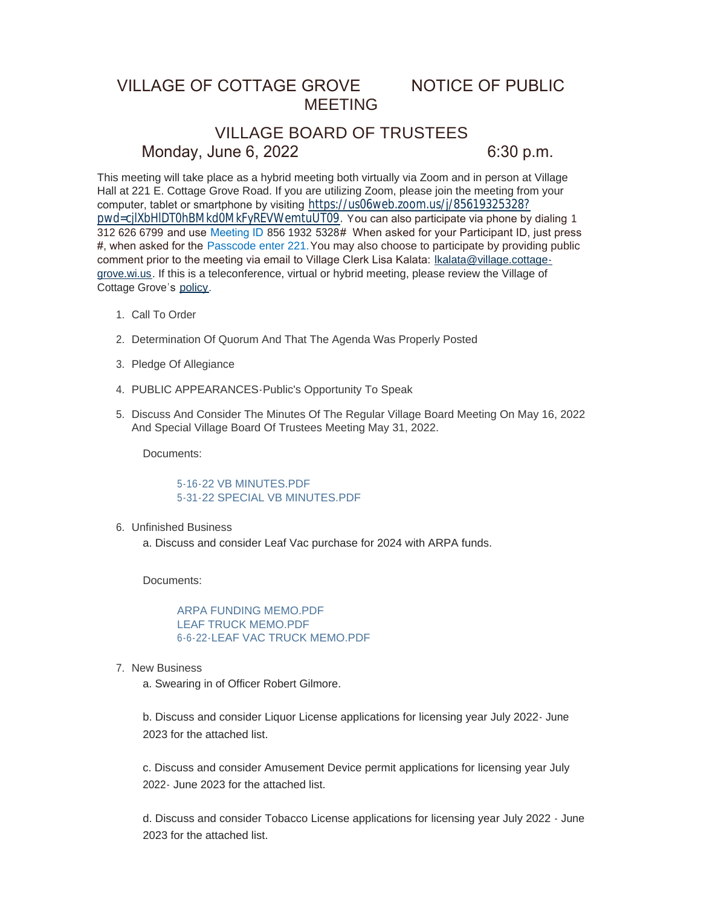# VILLAGE OF COTTAGE GROVE NOTICE OF PUBLIC MEETING

## VILLAGE BOARD OF TRUSTEES

### Monday, June 6, 2022 6:30 p.m.

This meeting will take place as a hybrid meeting both virtually via Zoom and in person at Village Hall at 221 E. Cottage Grove Road. If you are utilizing Zoom, please join the meeting from your computer, tablet or smartphone by visiting https://us06web.zoom.us/j/85619325328?pwd=cjlXbHlDT0hBMkd0MkFyREVWemtuUT09. You can also participate via phone by dialing 1 312 626 6799 and use Meeting ID 856 1932 5328# When asked for your Participant ID, just press #, when asked for the Passcode enter 221. You may also choose to participate by providing public comment prior to the meeting via email to Village Clerk Lisa Kalata: lkalata@village.cottage-grove.wi.us. If this is a teleconference, virtual or hybrid meeting, please review the Village of Cottage Grove's policy.

1. Call To Order

2. Determination Of Quorum And That The Agenda Was Properly Posted

3. Pledge Of Allegiance

4. PUBLIC APPEARANCES-Public's Opportunity To Speak

5. Discuss And Consider The Minutes Of The Regular Village Board Meeting On May 16, 2022 And Special Village Board Of Trustees Meeting May 31, 2022.

   Documents:

   5-16-22 VB MINUTES.PDF
   5-31-22 SPECIAL VB MINUTES.PDF

6. Unfinished Business

   a. Discuss and consider Leaf Vac purchase for 2024 with ARPA funds.

   Documents:

   ARPA FUNDING MEMO.PDF
   LEAF TRUCK MEMO.PDF
   6-6-22-LEAF VAC TRUCK MEMO.PDF

7. New Business

   a. Swearing in of Officer Robert Gilmore.

   b. Discuss and consider Liquor License applications for licensing year July 2022- June 2023 for the attached list.

   c. Discuss and consider Amusement Device permit applications for licensing year July 2022- June 2023 for the attached list.

   d. Discuss and consider Tobacco License applications for licensing year July 2022 - June 2023 for the attached list.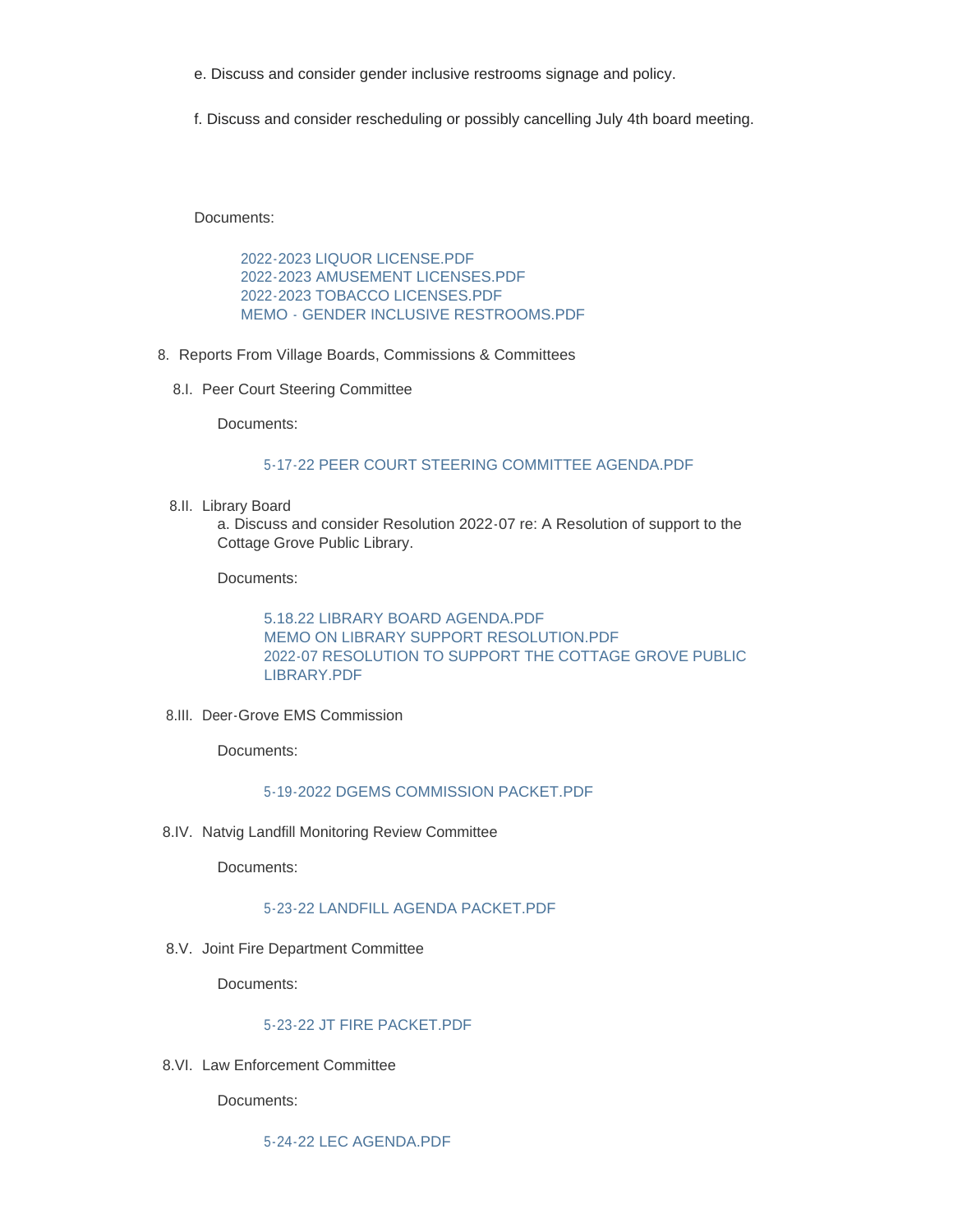e. Discuss and consider gender inclusive restrooms signage and policy.

f. Discuss and consider rescheduling or possibly cancelling July 4th board meeting.

Documents:

- 2022-2023 LIQUOR LICENSE.PDF
- 2022-2023 AMUSEMENT LICENSES.PDF
- 2022-2023 TOBACCO LICENSES.PDF
- MEMO - GENDER INCLUSIVE RESTROOMS.PDF

8. Reports From Village Boards, Commissions & Committees

8.I. Peer Court Steering Committee

Documents:

- 5-17-22 PEER COURT STEERING COMMITTEE AGENDA.PDF

8.II. Library Board

a. Discuss and consider Resolution 2022-07 re: A Resolution of support to the Cottage Grove Public Library.

Documents:

- 5.18.22 LIBRARY BOARD AGENDA.PDF
- MEMO ON LIBRARY SUPPORT RESOLUTION.PDF
- 2022-07 RESOLUTION TO SUPPORT THE COTTAGE GROVE PUBLIC LIBRARY.PDF

8.III. Deer-Grove EMS Commission

Documents:

- 5-19-2022 DGEMS COMMISSION PACKET.PDF

8.IV. Natvig Landfill Monitoring Review Committee

Documents:

- 5-23-22 LANDFILL AGENDA PACKET.PDF

8.V. Joint Fire Department Committee

Documents:

- 5-23-22 JT FIRE PACKET.PDF

8.VI. Law Enforcement Committee

Documents:

- 5-24-22 LEC AGENDA.PDF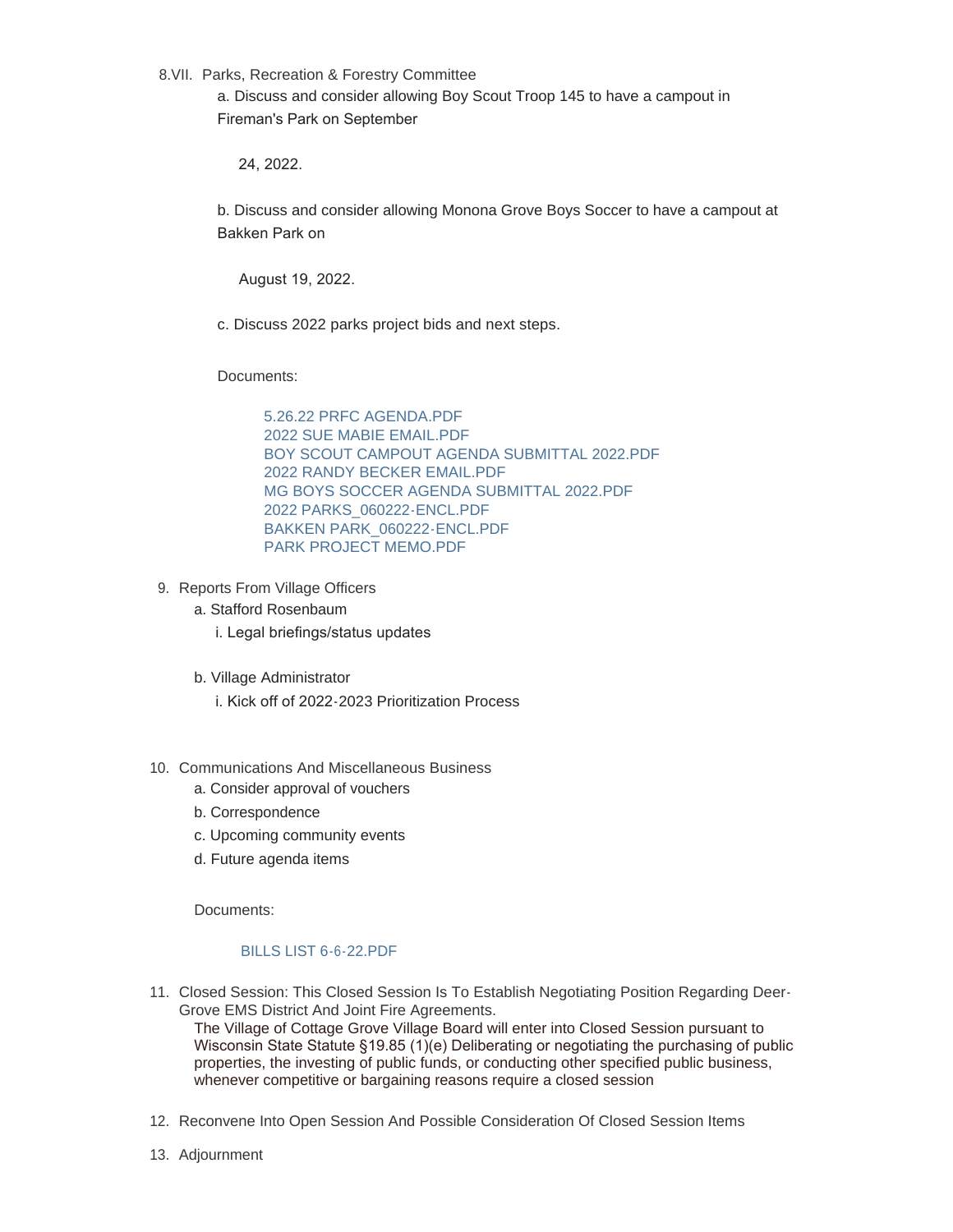8.VII. Parks, Recreation & Forestry Committee

a. Discuss and consider allowing Boy Scout Troop 145 to have a campout in Fireman's Park on September

24, 2022.

b. Discuss and consider allowing Monona Grove Boys Soccer to have a campout at Bakken Park on

August 19, 2022.

c. Discuss 2022 parks project bids and next steps.

Documents:

5.26.22 PRFC AGENDA.PDF
2022 SUE MABIE EMAIL.PDF
BOY SCOUT CAMPOUT AGENDA SUBMITTAL 2022.PDF
2022 RANDY BECKER EMAIL.PDF
MG BOYS SOCCER AGENDA SUBMITTAL 2022.PDF
2022 PARKS_060222-ENCL.PDF
BAKKEN PARK_060222-ENCL.PDF
PARK PROJECT MEMO.PDF

9. Reports From Village Officers
   a. Stafford Rosenbaum
      i. Legal briefings/status updates

   b. Village Administrator
      i. Kick off of 2022-2023 Prioritization Process

10. Communications And Miscellaneous Business
    a. Consider approval of vouchers
    b. Correspondence
    c. Upcoming community events
    d. Future agenda items

    Documents:

    BILLS LIST 6-6-22.PDF

11. Closed Session: This Closed Session Is To Establish Negotiating Position Regarding Deer-Grove EMS District And Joint Fire Agreements.
    The Village of Cottage Grove Village Board will enter into Closed Session pursuant to Wisconsin State Statute §19.85 (1)(e) Deliberating or negotiating the purchasing of public properties, the investing of public funds, or conducting other specified public business, whenever competitive or bargaining reasons require a closed session

12. Reconvene Into Open Session And Possible Consideration Of Closed Session Items

13. Adjournment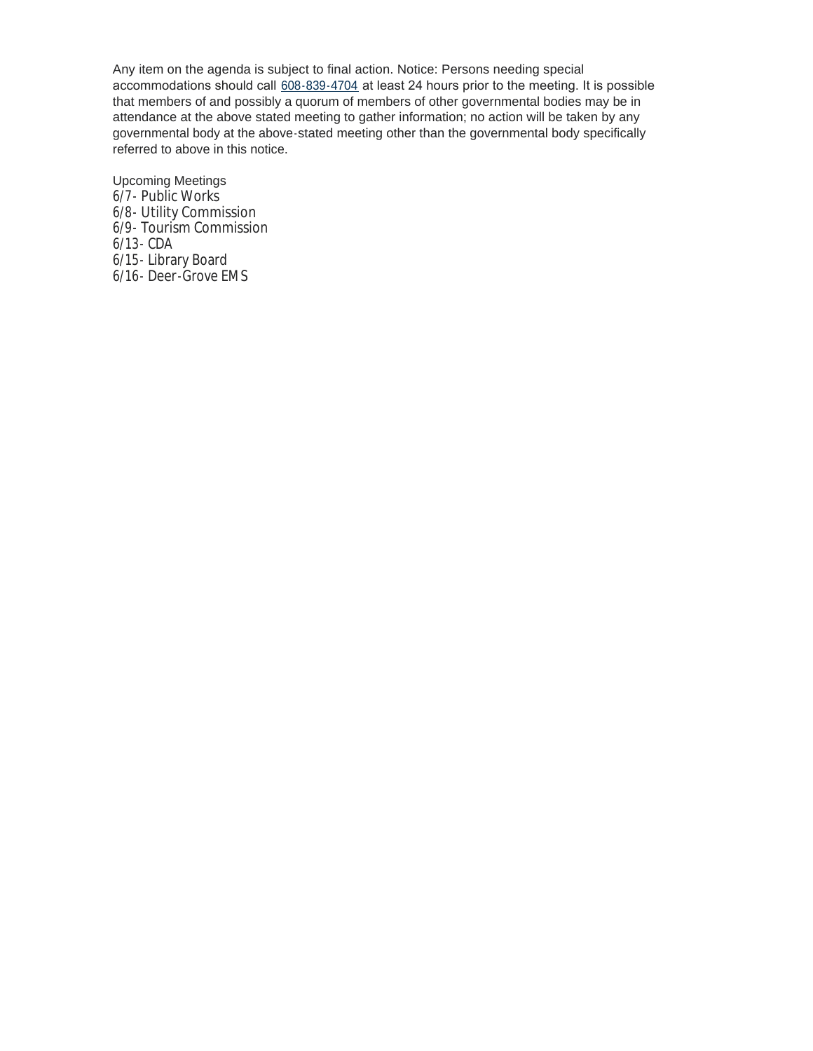Any item on the agenda is subject to final action. Notice: Persons needing special accommodations should call 608-839-4704 at least 24 hours prior to the meeting. It is possible that members of and possibly a quorum of members of other governmental bodies may be in attendance at the above stated meeting to gather information; no action will be taken by any governmental body at the above-stated meeting other than the governmental body specifically referred to above in this notice.

Upcoming Meetings
6/7- Public Works
6/8- Utility Commission
6/9- Tourism Commission
6/13- CDA
6/15- Library Board
6/16- Deer-Grove EMS